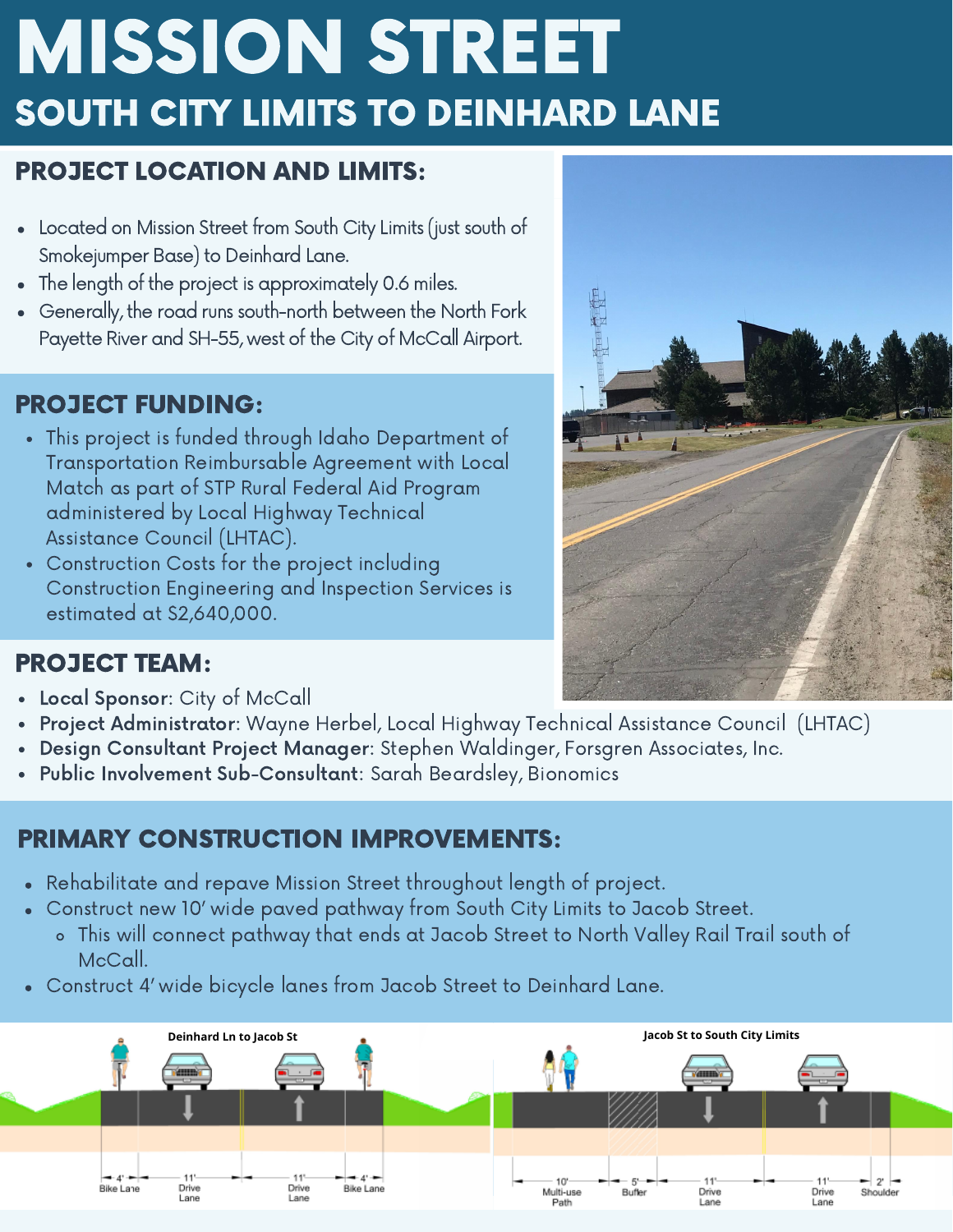# MISSION STREET

## SOUTH CITY LIMITS TO DEINHARD LANE

### PROJECT LOCATION AND LIMITS:

- Located on Mission Street from South City Limits (just south of Smokejumper Base) to Deinhard Lane.
- The length of the project is approximately 0.6 miles.
- Generally, the road runs south-north between the North Fork Payette River and SH-55, west of the City of McCall Airport.

### PROJECT FUNDING:

- This project is funded through Idaho Department of Transportation Reimbursable Agreement with Local Match as part of STP Rural Federal Aid Program administered by Local Highway Technical Assistance Council (LHTAC).
- Construction Costs for the project including Construction Engineering and Inspection Services is estimated at $2,640,000.

### PROJECT TEAM:

- **Local Sponsor**: City of McCall
- **Project Administrator**: Wayne Herbel, Local Highway Technical Assistance Council (LHTAC)
- **Design Consultant Project Manager**: Stephen Waldinger, Forsgren Associates, Inc.
- **Public Involvement Sub-Consultant**: Sarah Beardsley, Bionomics

### PRIMARY CONSTRUCTION IMPROVEMENTS:

- Rehabilitate and repave Mission Street throughout length of project.
- Construct new 10' wide paved pathway from South City Limits to Jacob Street.
  - This will connect pathway that ends at Jacob Street to North Valley Rail Trail south of McCall.
- Construct 4' wide bicycle lanes from Jacob Street to Deinhard Lane.

**Deinhard Ln to Jacob St**

4' Bike Lane | 11' Drive Lane | 11' Drive Lane | 4' Bike Lane

**Jacob St to South City Limits**

10' Multi-use Path | 5' Buffer | 11' Drive Lane | 11' Drive Lane | 2' Shoulder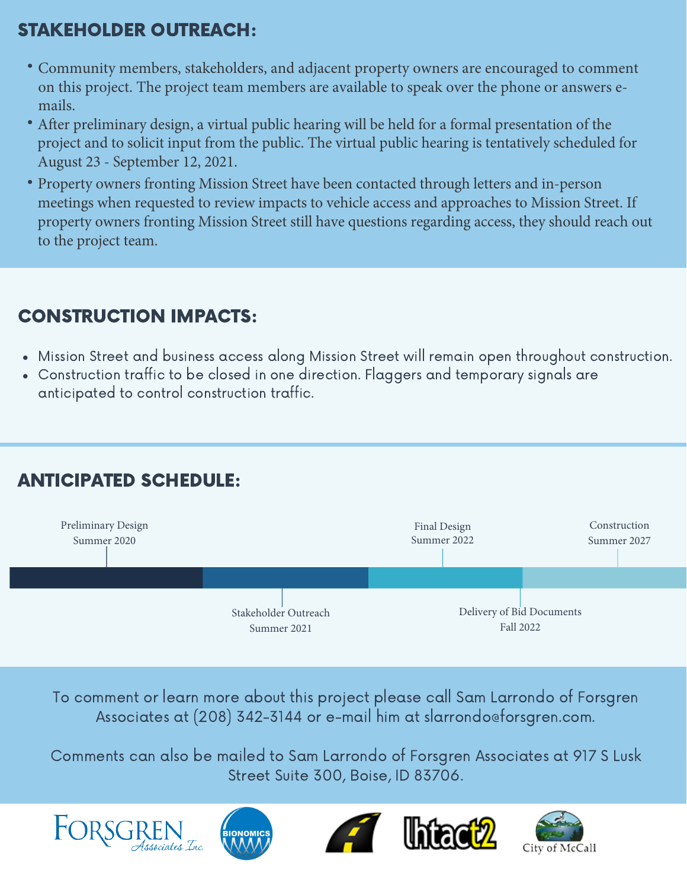## STAKEHOLDER OUTREACH:

- Community members, stakeholders, and adjacent property owners are encouraged to comment on this project. The project team members are available to speak over the phone or answers e-mails.
- After preliminary design, a virtual public hearing will be held for a formal presentation of the project and to solicit input from the public. The virtual public hearing is tentatively scheduled for August 23 - September 12, 2021.
- Property owners fronting Mission Street have been contacted through letters and in-person meetings when requested to review impacts to vehicle access and approaches to Mission Street. If property owners fronting Mission Street still have questions regarding access, they should reach out to the project team.

## CONSTRUCTION IMPACTS:

- Mission Street and business access along Mission Street will remain open throughout construction.
- Construction traffic to be closed in one direction. Flaggers and temporary signals are anticipated to control construction traffic.

## ANTICIPATED SCHEDULE:

Preliminary Design
Summer 2020

Stakeholder Outreach
Summer 2021

Final Design
Summer 2022

Delivery of Bid Documents
Fall 2022

Construction
Summer 2027

To comment or learn more about this project please call Sam Larrondo of Forsgren Associates at (208) 342-3144 or e-mail him at slarrondo@forsgren.com.

Comments can also be mailed to Sam Larrondo of Forsgren Associates at 917 S Lusk Street Suite 300, Boise, ID 83706.

Forsgren Associates Inc. | Bionomics | lhtact2 | City of McCall